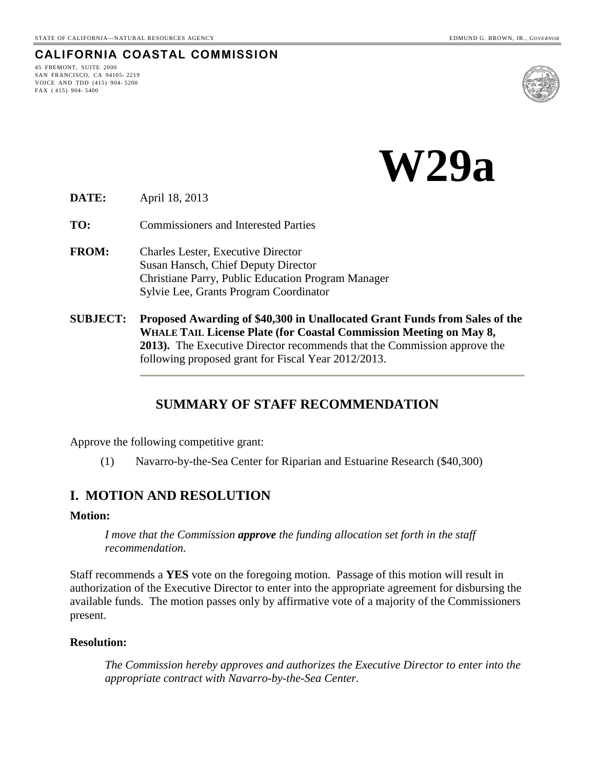STATE OF CALIFORNIA—NATURAL RESOURCES AGENCY

EDMUND G. BROWN, JR., *GOVERNOR*

**CALIFORNIA COASTAL COMMISSION**

45 FREMONT, SUITE 2000
SAN FRANCISCO, CA 94105-2219
VOICE AND TDD (415) 904-5200
FAX (415) 904-5400

# W29a

**DATE:** April 18, 2013

**TO:** Commissioners and Interested Parties

**FROM:** Charles Lester, Executive Director
Susan Hansch, Chief Deputy Director
Christiane Parry, Public Education Program Manager
Sylvie Lee, Grants Program Coordinator

**SUBJECT:** **Proposed Awarding of $40,300 in Unallocated Grant Funds from Sales of the WHALE TAIL License Plate (for Coastal Commission Meeting on May 8, 2013).** The Executive Director recommends that the Commission approve the following proposed grant for Fiscal Year 2012/2013.

## SUMMARY OF STAFF RECOMMENDATION

Approve the following competitive grant:

(1) Navarro-by-the-Sea Center for Riparian and Estuarine Research ($40,300)

## I. MOTION AND RESOLUTION

**Motion:**

*I move that the Commission **approve** the funding allocation set forth in the staff recommendation.*

Staff recommends a **YES** vote on the foregoing motion. Passage of this motion will result in authorization of the Executive Director to enter into the appropriate agreement for disbursing the available funds. The motion passes only by affirmative vote of a majority of the Commissioners present.

**Resolution:**

*The Commission hereby approves and authorizes the Executive Director to enter into the appropriate contract with Navarro-by-the-Sea Center.*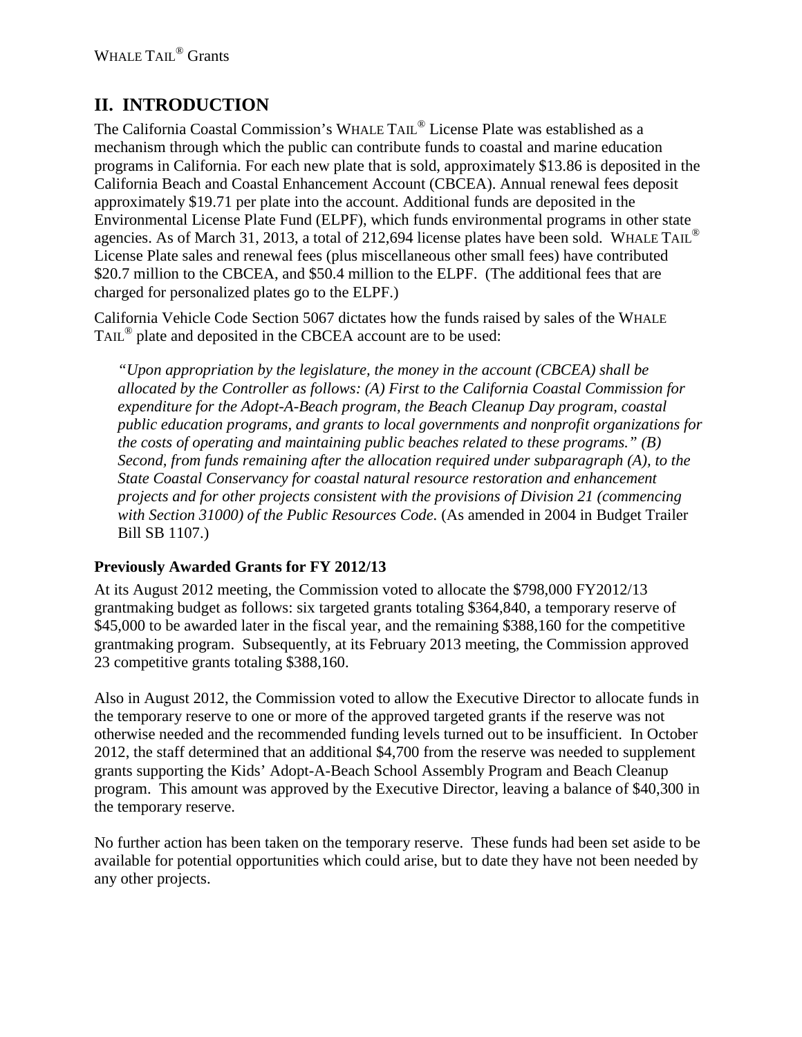## II. INTRODUCTION

The California Coastal Commission's WHALE TAIL® License Plate was established as a mechanism through which the public can contribute funds to coastal and marine education programs in California. For each new plate that is sold, approximately \$13.86 is deposited in the California Beach and Coastal Enhancement Account (CBCEA). Annual renewal fees deposit approximately \$19.71 per plate into the account. Additional funds are deposited in the Environmental License Plate Fund (ELPF), which funds environmental programs in other state agencies. As of March 31, 2013, a total of 212,694 license plates have been sold. WHALE TAIL® License Plate sales and renewal fees (plus miscellaneous other small fees) have contributed \$20.7 million to the CBCEA, and \$50.4 million to the ELPF. (The additional fees that are charged for personalized plates go to the ELPF.)

California Vehicle Code Section 5067 dictates how the funds raised by sales of the WHALE TAIL® plate and deposited in the CBCEA account are to be used:

> *"Upon appropriation by the legislature, the money in the account (CBCEA) shall be allocated by the Controller as follows: (A) First to the California Coastal Commission for expenditure for the Adopt-A-Beach program, the Beach Cleanup Day program, coastal public education programs, and grants to local governments and nonprofit organizations for the costs of operating and maintaining public beaches related to these programs." (B) Second, from funds remaining after the allocation required under subparagraph (A), to the State Coastal Conservancy for coastal natural resource restoration and enhancement projects and for other projects consistent with the provisions of Division 21 (commencing with Section 31000) of the Public Resources Code.* (As amended in 2004 in Budget Trailer Bill SB 1107.)

### Previously Awarded Grants for FY 2012/13

At its August 2012 meeting, the Commission voted to allocate the \$798,000 FY2012/13 grantmaking budget as follows: six targeted grants totaling \$364,840, a temporary reserve of \$45,000 to be awarded later in the fiscal year, and the remaining \$388,160 for the competitive grantmaking program. Subsequently, at its February 2013 meeting, the Commission approved 23 competitive grants totaling \$388,160.

Also in August 2012, the Commission voted to allow the Executive Director to allocate funds in the temporary reserve to one or more of the approved targeted grants if the reserve was not otherwise needed and the recommended funding levels turned out to be insufficient. In October 2012, the staff determined that an additional \$4,700 from the reserve was needed to supplement grants supporting the Kids' Adopt-A-Beach School Assembly Program and Beach Cleanup program. This amount was approved by the Executive Director, leaving a balance of \$40,300 in the temporary reserve.

No further action has been taken on the temporary reserve. These funds had been set aside to be available for potential opportunities which could arise, but to date they have not been needed by any other projects.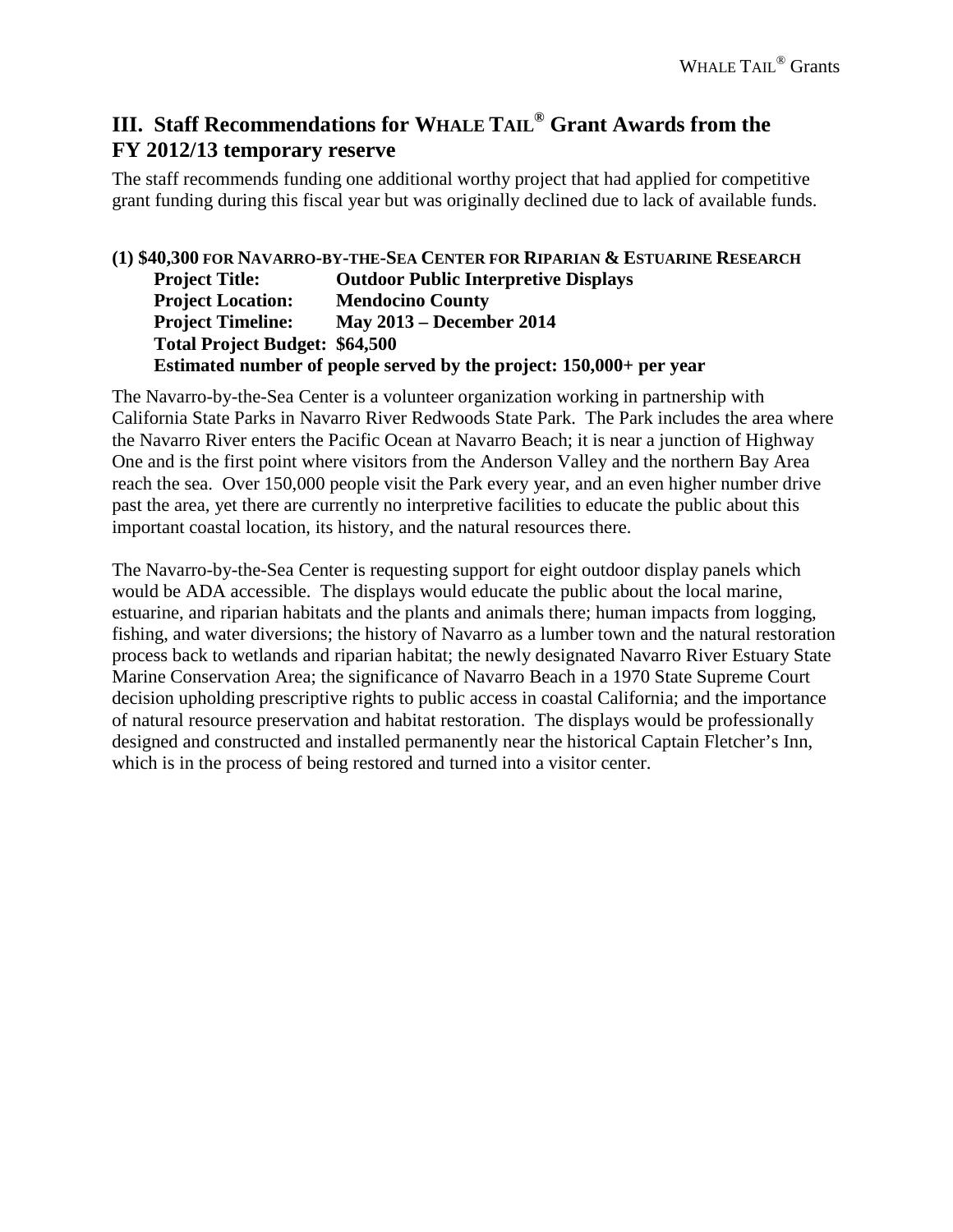## III. Staff Recommendations for WHALE TAIL® Grant Awards from the FY 2012/13 temporary reserve

The staff recommends funding one additional worthy project that had applied for competitive grant funding during this fiscal year but was originally declined due to lack of available funds.

**(1) $40,300 FOR NAVARRO-BY-THE-SEA CENTER FOR RIPARIAN & ESTUARINE RESEARCH**

**Project Title: Outdoor Public Interpretive Displays**
**Project Location: Mendocino County**
**Project Timeline: May 2013 – December 2014**
**Total Project Budget: $64,500**
**Estimated number of people served by the project: 150,000+ per year**

The Navarro-by-the-Sea Center is a volunteer organization working in partnership with California State Parks in Navarro River Redwoods State Park. The Park includes the area where the Navarro River enters the Pacific Ocean at Navarro Beach; it is near a junction of Highway One and is the first point where visitors from the Anderson Valley and the northern Bay Area reach the sea. Over 150,000 people visit the Park every year, and an even higher number drive past the area, yet there are currently no interpretive facilities to educate the public about this important coastal location, its history, and the natural resources there.

The Navarro-by-the-Sea Center is requesting support for eight outdoor display panels which would be ADA accessible. The displays would educate the public about the local marine, estuarine, and riparian habitats and the plants and animals there; human impacts from logging, fishing, and water diversions; the history of Navarro as a lumber town and the natural restoration process back to wetlands and riparian habitat; the newly designated Navarro River Estuary State Marine Conservation Area; the significance of Navarro Beach in a 1970 State Supreme Court decision upholding prescriptive rights to public access in coastal California; and the importance of natural resource preservation and habitat restoration. The displays would be professionally designed and constructed and installed permanently near the historical Captain Fletcher's Inn, which is in the process of being restored and turned into a visitor center.